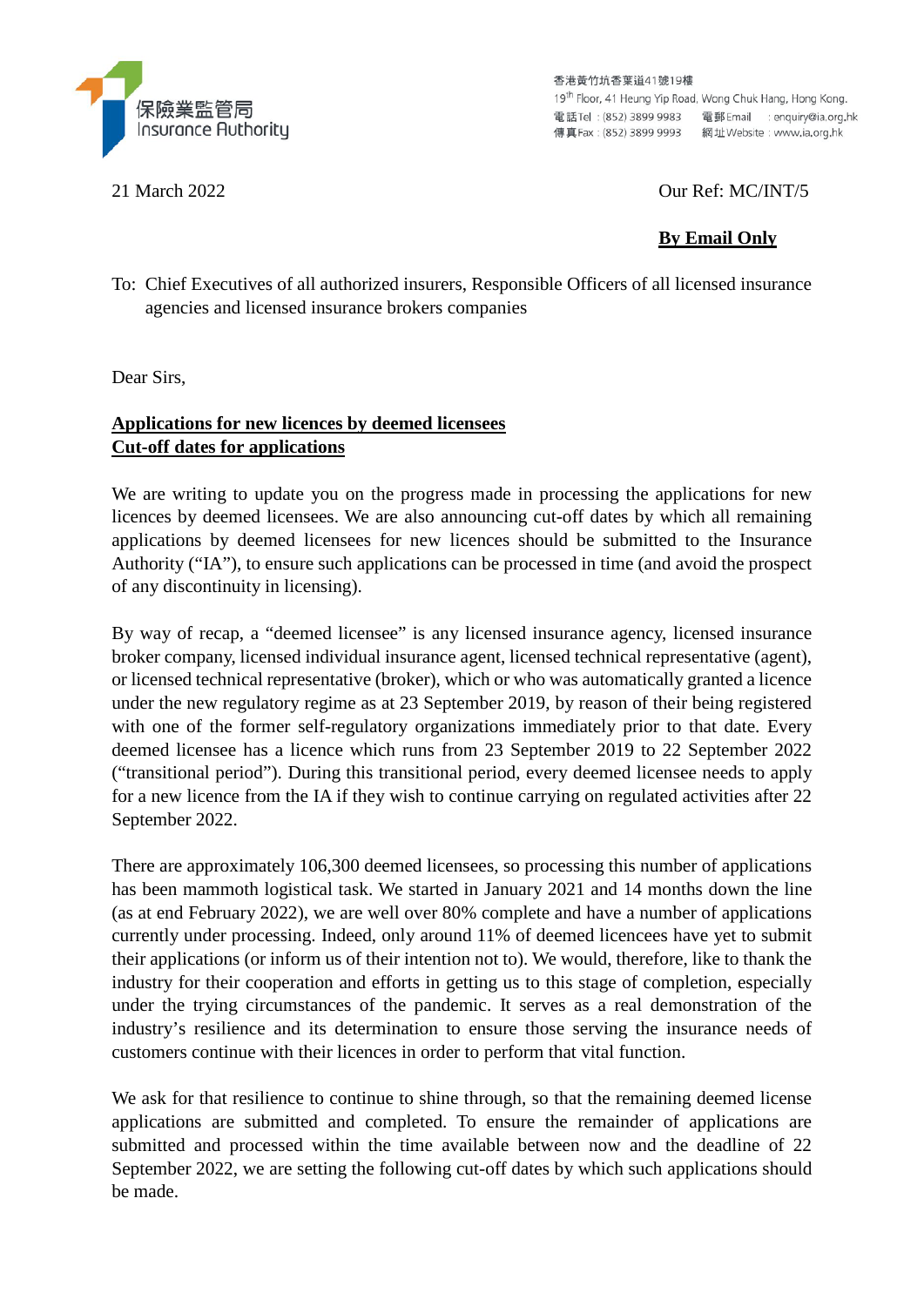保險業監管局
Insurance Authority

香港黃竹坑香葉道41號19樓
19th Floor, 41 Heung Yip Road, Wong Chuk Hang, Hong Kong.
電話 Tel : (852) 3899 9983 電郵 Email : enquiry@ia.org.hk
傳真 Fax : (852) 3899 9993 網址 Website : www.ia.org.hk

21 March 2022

Our Ref: MC/INT/5

**By Email Only**

To: Chief Executives of all authorized insurers, Responsible Officers of all licensed insurance agencies and licensed insurance brokers companies

Dear Sirs,

**Applications for new licences by deemed licensees**
**Cut-off dates for applications**

We are writing to update you on the progress made in processing the applications for new licences by deemed licensees. We are also announcing cut-off dates by which all remaining applications by deemed licensees for new licences should be submitted to the Insurance Authority ("IA"), to ensure such applications can be processed in time (and avoid the prospect of any discontinuity in licensing).

By way of recap, a "deemed licensee" is any licensed insurance agency, licensed insurance broker company, licensed individual insurance agent, licensed technical representative (agent), or licensed technical representative (broker), which or who was automatically granted a licence under the new regulatory regime as at 23 September 2019, by reason of their being registered with one of the former self-regulatory organizations immediately prior to that date. Every deemed licensee has a licence which runs from 23 September 2019 to 22 September 2022 ("transitional period"). During this transitional period, every deemed licensee needs to apply for a new licence from the IA if they wish to continue carrying on regulated activities after 22 September 2022.

There are approximately 106,300 deemed licensees, so processing this number of applications has been mammoth logistical task. We started in January 2021 and 14 months down the line (as at end February 2022), we are well over 80% complete and have a number of applications currently under processing. Indeed, only around 11% of deemed licencees have yet to submit their applications (or inform us of their intention not to). We would, therefore, like to thank the industry for their cooperation and efforts in getting us to this stage of completion, especially under the trying circumstances of the pandemic. It serves as a real demonstration of the industry's resilience and its determination to ensure those serving the insurance needs of customers continue with their licences in order to perform that vital function.

We ask for that resilience to continue to shine through, so that the remaining deemed license applications are submitted and completed. To ensure the remainder of applications are submitted and processed within the time available between now and the deadline of 22 September 2022, we are setting the following cut-off dates by which such applications should be made.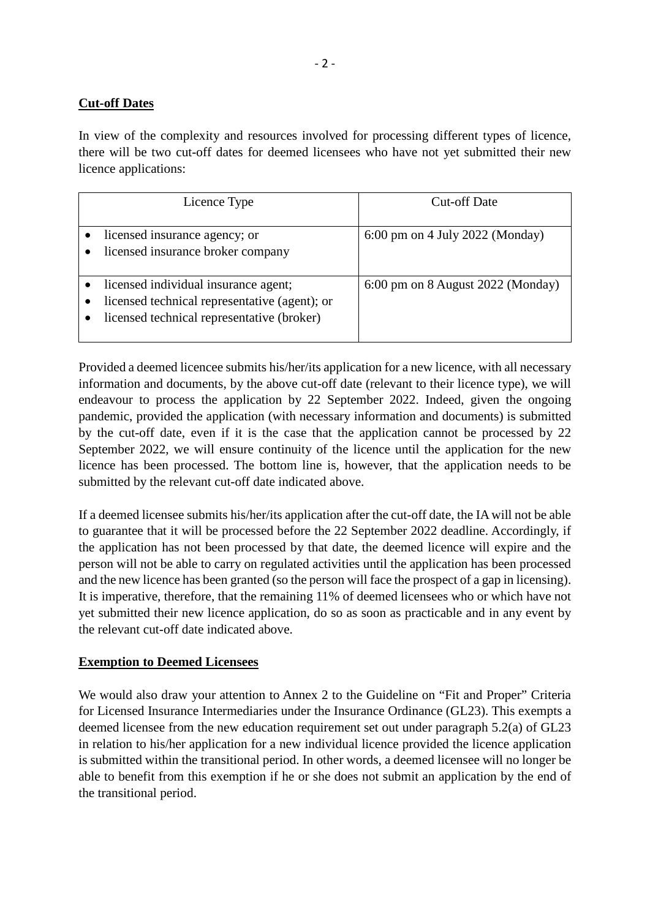**Cut-off Dates**

In view of the complexity and resources involved for processing different types of licence, there will be two cut-off dates for deemed licensees who have not yet submitted their new licence applications:

| Licence Type | Cut-off Date |
|---|---|
| • licensed insurance agency; or<br>• licensed insurance broker company | 6:00 pm on 4 July 2022 (Monday) |
| • licensed individual insurance agent;<br>• licensed technical representative (agent); or<br>• licensed technical representative (broker) | 6:00 pm on 8 August 2022 (Monday) |

Provided a deemed licencee submits his/her/its application for a new licence, with all necessary information and documents, by the above cut-off date (relevant to their licence type), we will endeavour to process the application by 22 September 2022. Indeed, given the ongoing pandemic, provided the application (with necessary information and documents) is submitted by the cut-off date, even if it is the case that the application cannot be processed by 22 September 2022, we will ensure continuity of the licence until the application for the new licence has been processed. The bottom line is, however, that the application needs to be submitted by the relevant cut-off date indicated above.

If a deemed licensee submits his/her/its application after the cut-off date, the IA will not be able to guarantee that it will be processed before the 22 September 2022 deadline. Accordingly, if the application has not been processed by that date, the deemed licence will expire and the person will not be able to carry on regulated activities until the application has been processed and the new licence has been granted (so the person will face the prospect of a gap in licensing). It is imperative, therefore, that the remaining 11% of deemed licensees who or which have not yet submitted their new licence application, do so as soon as practicable and in any event by the relevant cut-off date indicated above.

**Exemption to Deemed Licensees**

We would also draw your attention to Annex 2 to the Guideline on "Fit and Proper" Criteria for Licensed Insurance Intermediaries under the Insurance Ordinance (GL23). This exempts a deemed licensee from the new education requirement set out under paragraph 5.2(a) of GL23 in relation to his/her application for a new individual licence provided the licence application is submitted within the transitional period. In other words, a deemed licensee will no longer be able to benefit from this exemption if he or she does not submit an application by the end of the transitional period.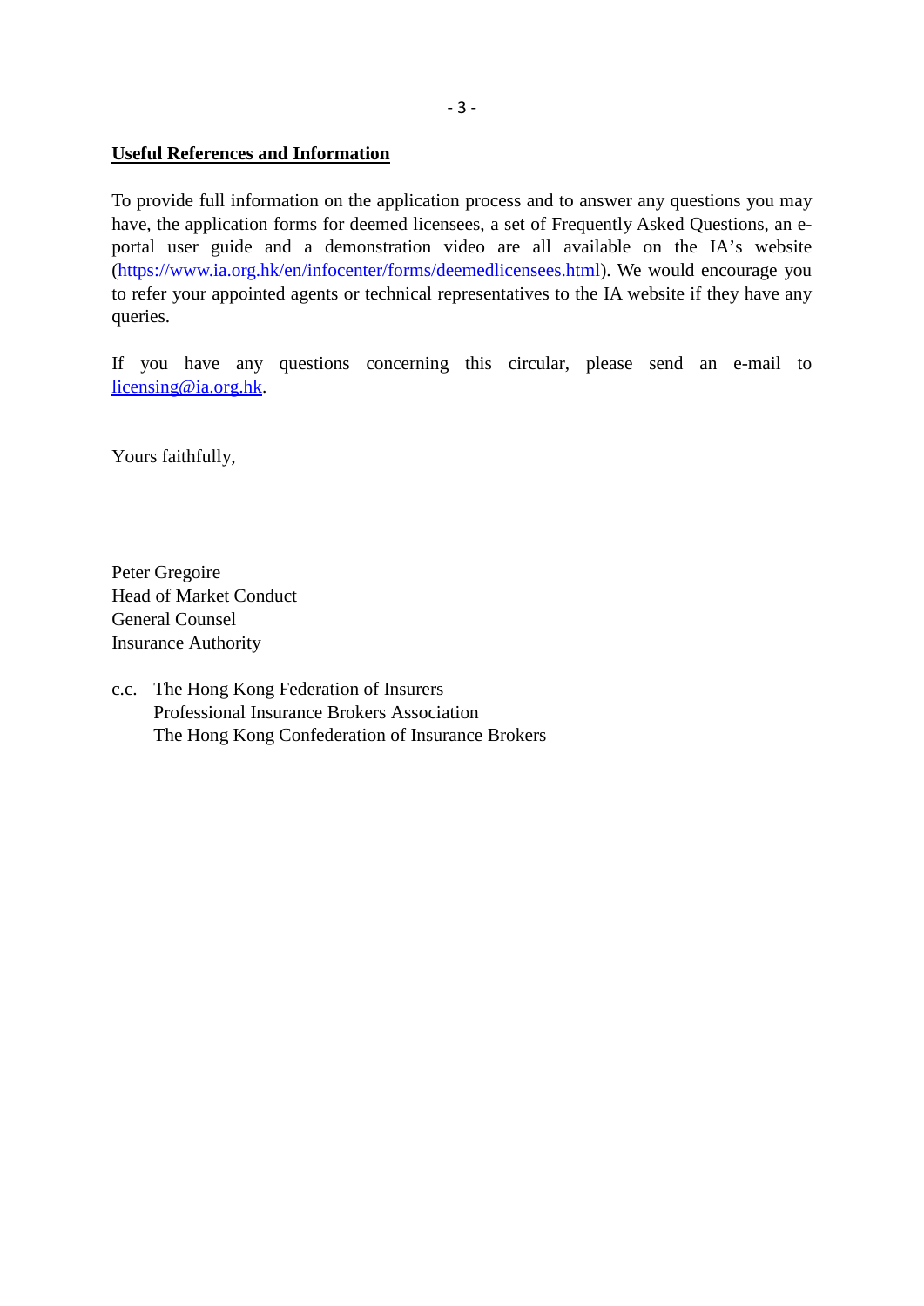**Useful References and Information**

To provide full information on the application process and to answer any questions you may have, the application forms for deemed licensees, a set of Frequently Asked Questions, an e-portal user guide and a demonstration video are all available on the IA's website (https://www.ia.org.hk/en/infocenter/forms/deemedlicensees.html). We would encourage you to refer your appointed agents or technical representatives to the IA website if they have any queries.

If you have any questions concerning this circular, please send an e-mail to licensing@ia.org.hk.

Yours faithfully,

Peter Gregoire  
Head of Market Conduct  
General Counsel  
Insurance Authority

c.c. The Hong Kong Federation of Insurers  
Professional Insurance Brokers Association  
The Hong Kong Confederation of Insurance Brokers